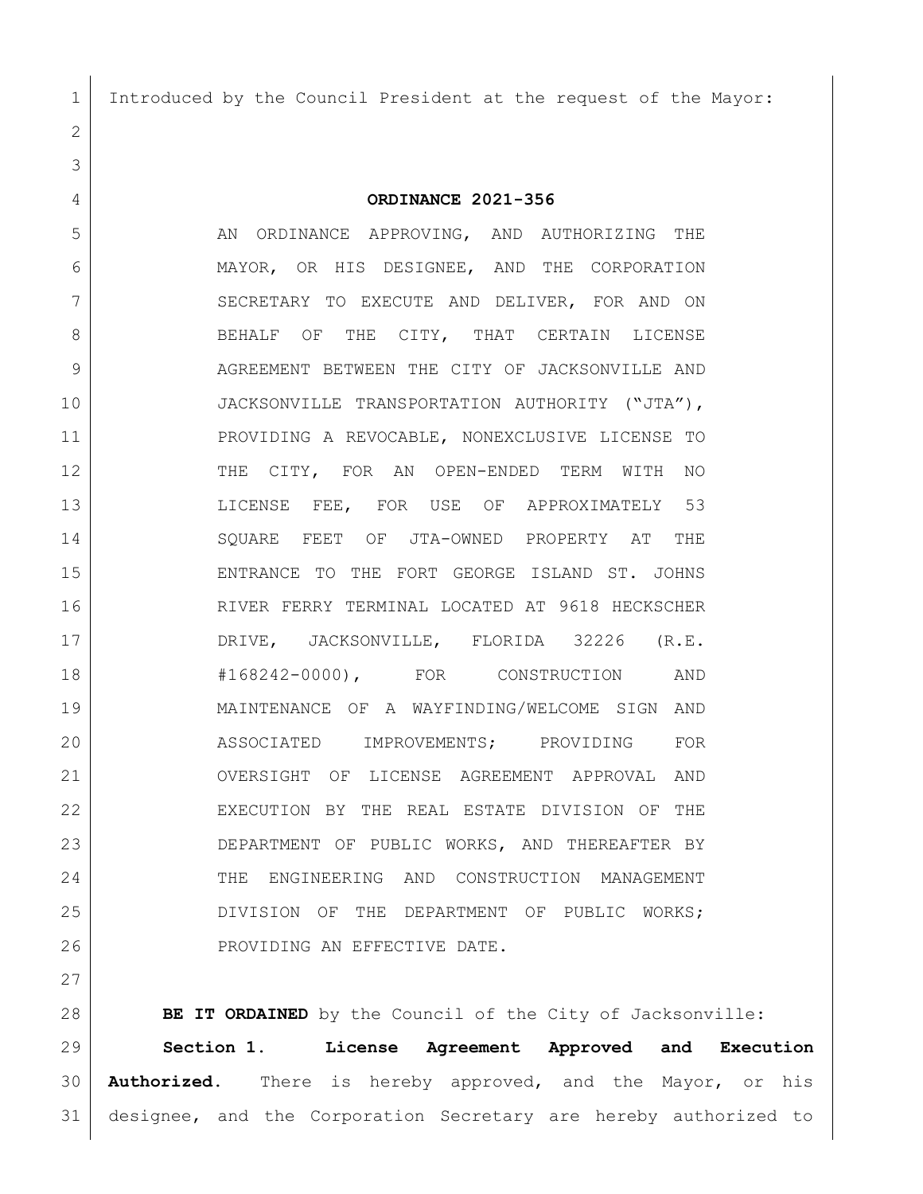Introduced by the Council President at the request of the Mayor:

**ORDINANCE 2021-356**

AN ORDINANCE APPROVING, AND AUTHORIZING THE MAYOR, OR HIS DESIGNEE, AND THE CORPORATION SECRETARY TO EXECUTE AND DELIVER, FOR AND ON BEHALF OF THE CITY, THAT CERTAIN LICENSE AGREEMENT BETWEEN THE CITY OF JACKSONVILLE AND JACKSONVILLE TRANSPORTATION AUTHORITY ("JTA"), PROVIDING A REVOCABLE, NONEXCLUSIVE LICENSE TO THE CITY, FOR AN OPEN-ENDED TERM WITH NO LICENSE FEE, FOR USE OF APPROXIMATELY 53 SQUARE FEET OF JTA-OWNED PROPERTY AT THE ENTRANCE TO THE FORT GEORGE ISLAND ST. JOHNS RIVER FERRY TERMINAL LOCATED AT 9618 HECKSCHER DRIVE, JACKSONVILLE, FLORIDA 32226 (R.E. #168242-0000), FOR CONSTRUCTION AND MAINTENANCE OF A WAYFINDING/WELCOME SIGN AND ASSOCIATED IMPROVEMENTS; PROVIDING FOR OVERSIGHT OF LICENSE AGREEMENT APPROVAL AND EXECUTION BY THE REAL ESTATE DIVISION OF THE DEPARTMENT OF PUBLIC WORKS, AND THEREAFTER BY THE ENGINEERING AND CONSTRUCTION MANAGEMENT DIVISION OF THE DEPARTMENT OF PUBLIC WORKS; PROVIDING AN EFFECTIVE DATE.

**BE IT ORDAINED** by the Council of the City of Jacksonville:

**Section 1. License Agreement Approved and Execution Authorized.** There is hereby approved, and the Mayor, or his designee, and the Corporation Secretary are hereby authorized to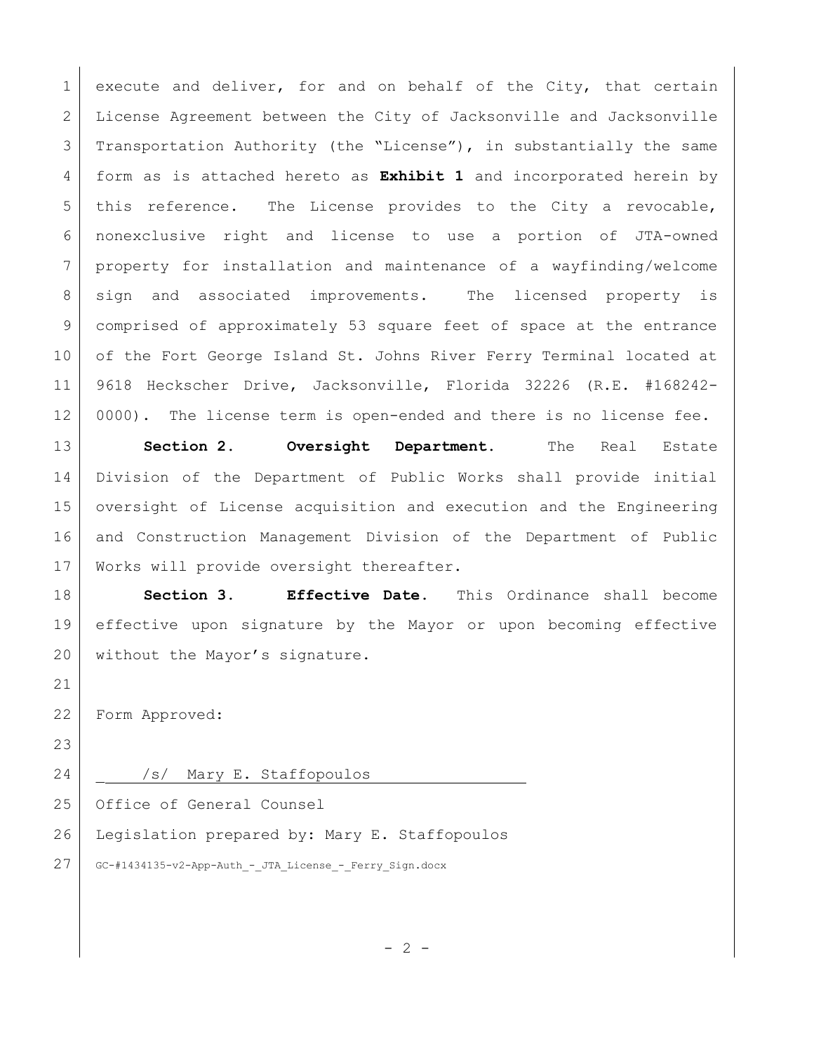execute and deliver, for and on behalf of the City, that certain License Agreement between the City of Jacksonville and Jacksonville Transportation Authority (the "License"), in substantially the same form as is attached hereto as **Exhibit 1** and incorporated herein by this reference. The License provides to the City a revocable, nonexclusive right and license to use a portion of JTA-owned property for installation and maintenance of a wayfinding/welcome sign and associated improvements. The licensed property is comprised of approximately 53 square feet of space at the entrance of the Fort George Island St. Johns River Ferry Terminal located at 9618 Heckscher Drive, Jacksonville, Florida 32226 (R.E. #168242-0000). The license term is open-ended and there is no license fee.

**Section 2. Oversight Department.** The Real Estate Division of the Department of Public Works shall provide initial oversight of License acquisition and execution and the Engineering and Construction Management Division of the Department of Public Works will provide oversight thereafter.

**Section 3. Effective Date.** This Ordinance shall become effective upon signature by the Mayor or upon becoming effective without the Mayor's signature.

Form Approved:

/s/ Mary E. Staffopoulos

Office of General Counsel

Legislation prepared by: Mary E. Staffopoulos

GC-#1434135-v2-App-Auth_-_JTA_License_-_Ferry_Sign.docx